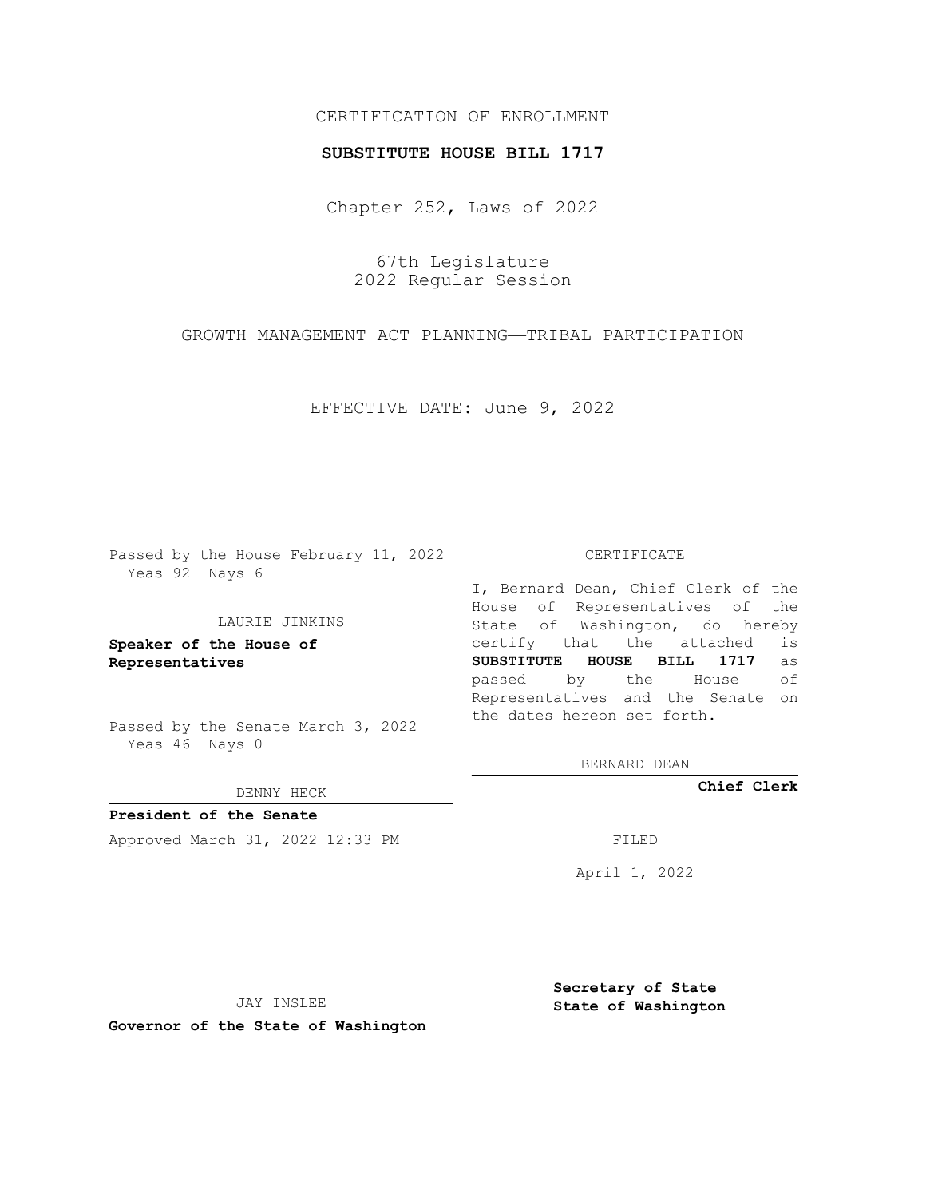CERTIFICATION OF ENROLLMENT

# SUBSTITUTE HOUSE BILL 1717

Chapter 252, Laws of 2022

67th Legislature
2022 Regular Session

GROWTH MANAGEMENT ACT PLANNING—TRIBAL PARTICIPATION

EFFECTIVE DATE: June 9, 2022

Passed by the House February 11, 2022
Yeas 92 Nays 6

LAURIE JINKINS

**Speaker of the House of Representatives**

Passed by the Senate March 3, 2022
Yeas 46 Nays 0

DENNY HECK

**President of the Senate**

Approved March 31, 2022 12:33 PM

JAY INSLEE

**Governor of the State of Washington**

CERTIFICATE

I, Bernard Dean, Chief Clerk of the House of Representatives of the State of Washington, do hereby certify that the attached is **SUBSTITUTE HOUSE BILL 1717** as passed by the House of Representatives and the Senate on the dates hereon set forth.

BERNARD DEAN

**Chief Clerk**

FILED

April 1, 2022

**Secretary of State**
**State of Washington**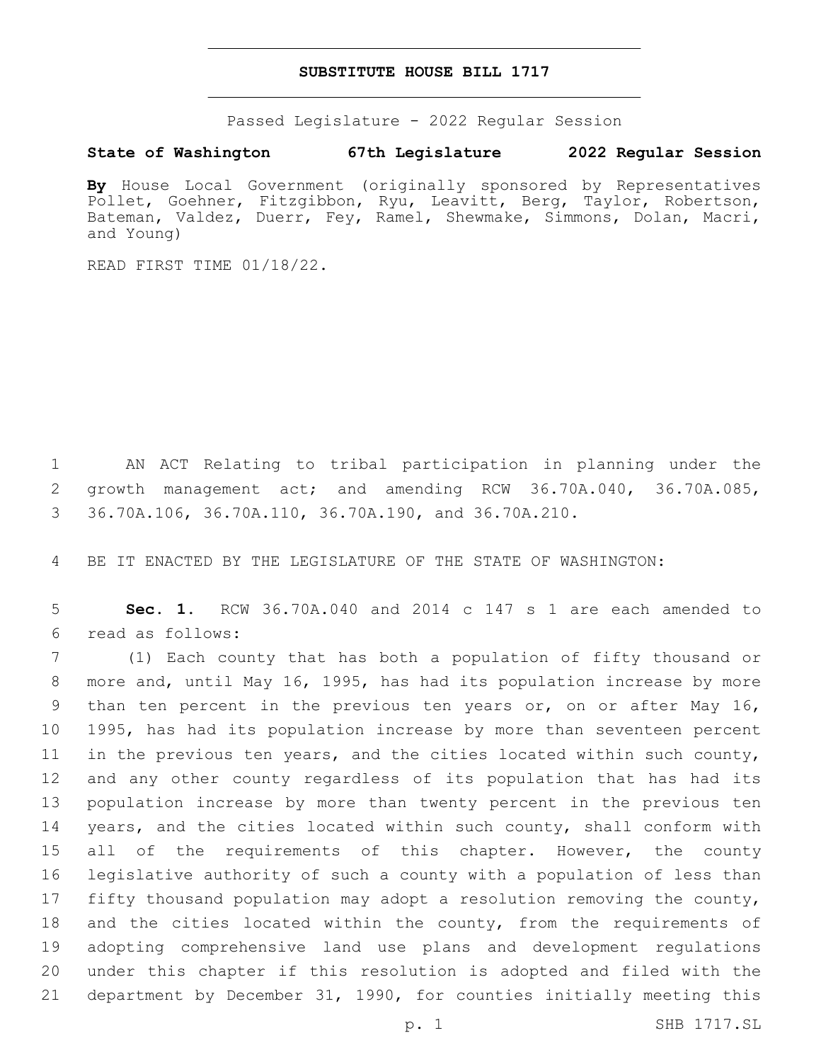# SUBSTITUTE HOUSE BILL 1717

Passed Legislature - 2022 Regular Session

**State of Washington 67th Legislature 2022 Regular Session**

**By** House Local Government (originally sponsored by Representatives Pollet, Goehner, Fitzgibbon, Ryu, Leavitt, Berg, Taylor, Robertson, Bateman, Valdez, Duerr, Fey, Ramel, Shewmake, Simmons, Dolan, Macri, and Young)

READ FIRST TIME 01/18/22.

AN ACT Relating to tribal participation in planning under the growth management act; and amending RCW 36.70A.040, 36.70A.085, 36.70A.106, 36.70A.110, 36.70A.190, and 36.70A.210.

BE IT ENACTED BY THE LEGISLATURE OF THE STATE OF WASHINGTON:

**Sec. 1.** RCW 36.70A.040 and 2014 c 147 s 1 are each amended to read as follows:

(1) Each county that has both a population of fifty thousand or more and, until May 16, 1995, has had its population increase by more than ten percent in the previous ten years or, on or after May 16, 1995, has had its population increase by more than seventeen percent in the previous ten years, and the cities located within such county, and any other county regardless of its population that has had its population increase by more than twenty percent in the previous ten years, and the cities located within such county, shall conform with all of the requirements of this chapter. However, the county legislative authority of such a county with a population of less than fifty thousand population may adopt a resolution removing the county, and the cities located within the county, from the requirements of adopting comprehensive land use plans and development regulations under this chapter if this resolution is adopted and filed with the department by December 31, 1990, for counties initially meeting this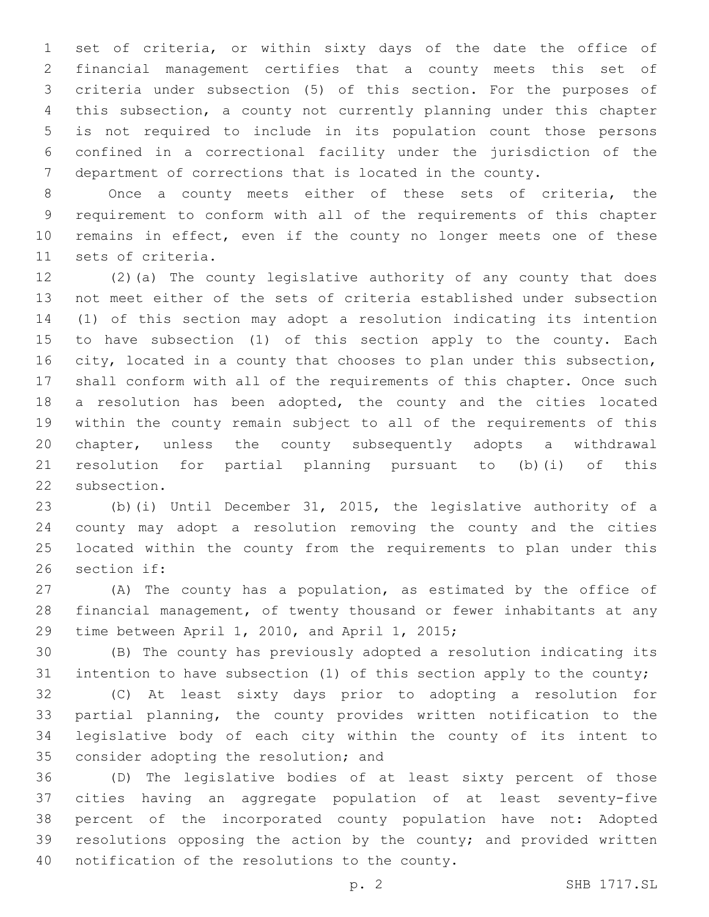set of criteria, or within sixty days of the date the office of financial management certifies that a county meets this set of criteria under subsection (5) of this section. For the purposes of this subsection, a county not currently planning under this chapter is not required to include in its population count those persons confined in a correctional facility under the jurisdiction of the department of corrections that is located in the county.

Once a county meets either of these sets of criteria, the requirement to conform with all of the requirements of this chapter remains in effect, even if the county no longer meets one of these sets of criteria.

(2)(a) The county legislative authority of any county that does not meet either of the sets of criteria established under subsection (1) of this section may adopt a resolution indicating its intention to have subsection (1) of this section apply to the county. Each city, located in a county that chooses to plan under this subsection, shall conform with all of the requirements of this chapter. Once such a resolution has been adopted, the county and the cities located within the county remain subject to all of the requirements of this chapter, unless the county subsequently adopts a withdrawal resolution for partial planning pursuant to (b)(i) of this subsection.

(b)(i) Until December 31, 2015, the legislative authority of a county may adopt a resolution removing the county and the cities located within the county from the requirements to plan under this section if:

(A) The county has a population, as estimated by the office of financial management, of twenty thousand or fewer inhabitants at any time between April 1, 2010, and April 1, 2015;

(B) The county has previously adopted a resolution indicating its intention to have subsection (1) of this section apply to the county;

(C) At least sixty days prior to adopting a resolution for partial planning, the county provides written notification to the legislative body of each city within the county of its intent to consider adopting the resolution; and

(D) The legislative bodies of at least sixty percent of those cities having an aggregate population of at least seventy-five percent of the incorporated county population have not: Adopted resolutions opposing the action by the county; and provided written notification of the resolutions to the county.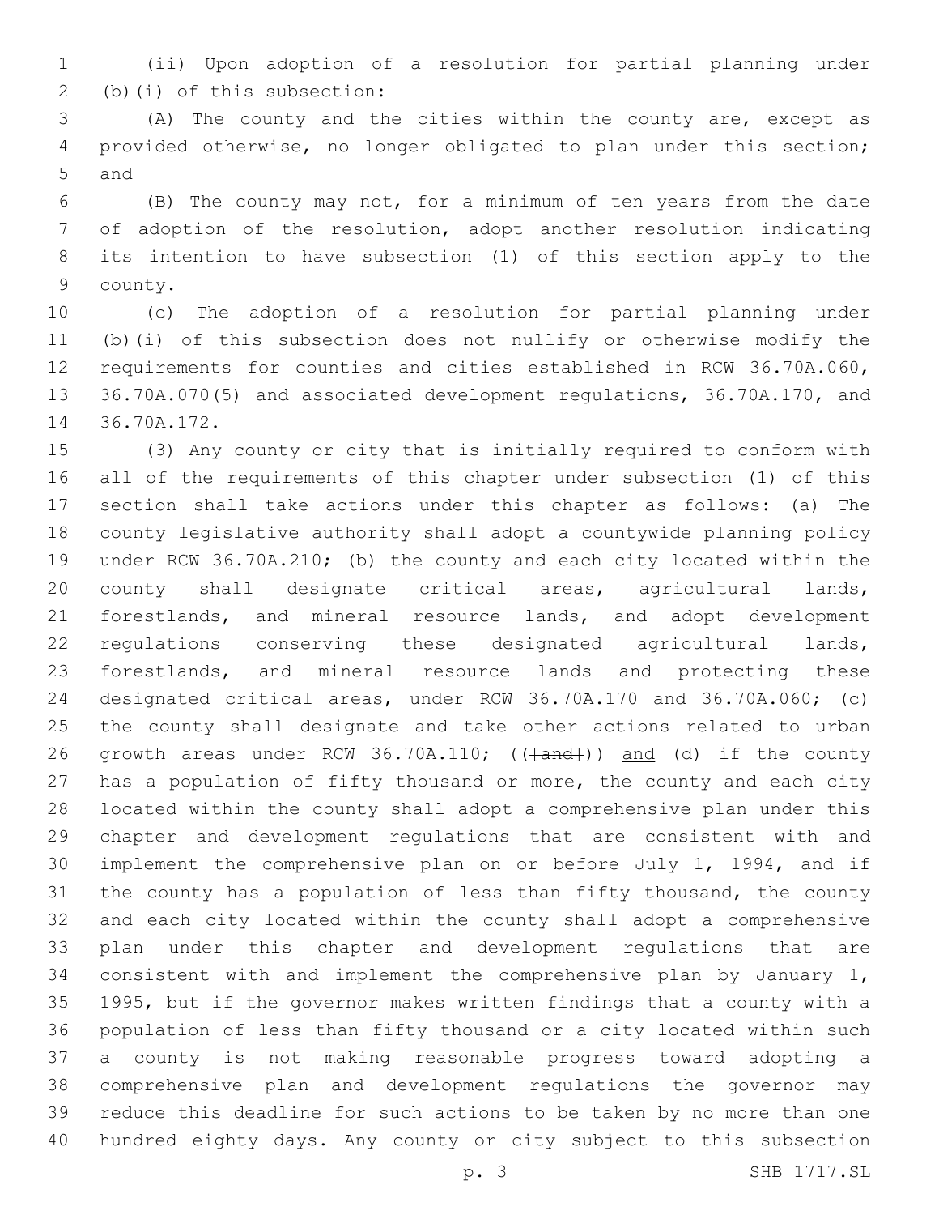(ii) Upon adoption of a resolution for partial planning under (b)(i) of this subsection:

(A) The county and the cities within the county are, except as provided otherwise, no longer obligated to plan under this section; and

(B) The county may not, for a minimum of ten years from the date of adoption of the resolution, adopt another resolution indicating its intention to have subsection (1) of this section apply to the county.

(c) The adoption of a resolution for partial planning under (b)(i) of this subsection does not nullify or otherwise modify the requirements for counties and cities established in RCW 36.70A.060, 36.70A.070(5) and associated development regulations, 36.70A.170, and 36.70A.172.

(3) Any county or city that is initially required to conform with all of the requirements of this chapter under subsection (1) of this section shall take actions under this chapter as follows: (a) The county legislative authority shall adopt a countywide planning policy under RCW 36.70A.210; (b) the county and each city located within the county shall designate critical areas, agricultural lands, forestlands, and mineral resource lands, and adopt development regulations conserving these designated agricultural lands, forestlands, and mineral resource lands and protecting these designated critical areas, under RCW 36.70A.170 and 36.70A.060; (c) the county shall designate and take other actions related to urban growth areas under RCW 36.70A.110; ((~~[and]~~)) and (d) if the county has a population of fifty thousand or more, the county and each city located within the county shall adopt a comprehensive plan under this chapter and development regulations that are consistent with and implement the comprehensive plan on or before July 1, 1994, and if the county has a population of less than fifty thousand, the county and each city located within the county shall adopt a comprehensive plan under this chapter and development regulations that are consistent with and implement the comprehensive plan by January 1, 1995, but if the governor makes written findings that a county with a population of less than fifty thousand or a city located within such a county is not making reasonable progress toward adopting a comprehensive plan and development regulations the governor may reduce this deadline for such actions to be taken by no more than one hundred eighty days. Any county or city subject to this subsection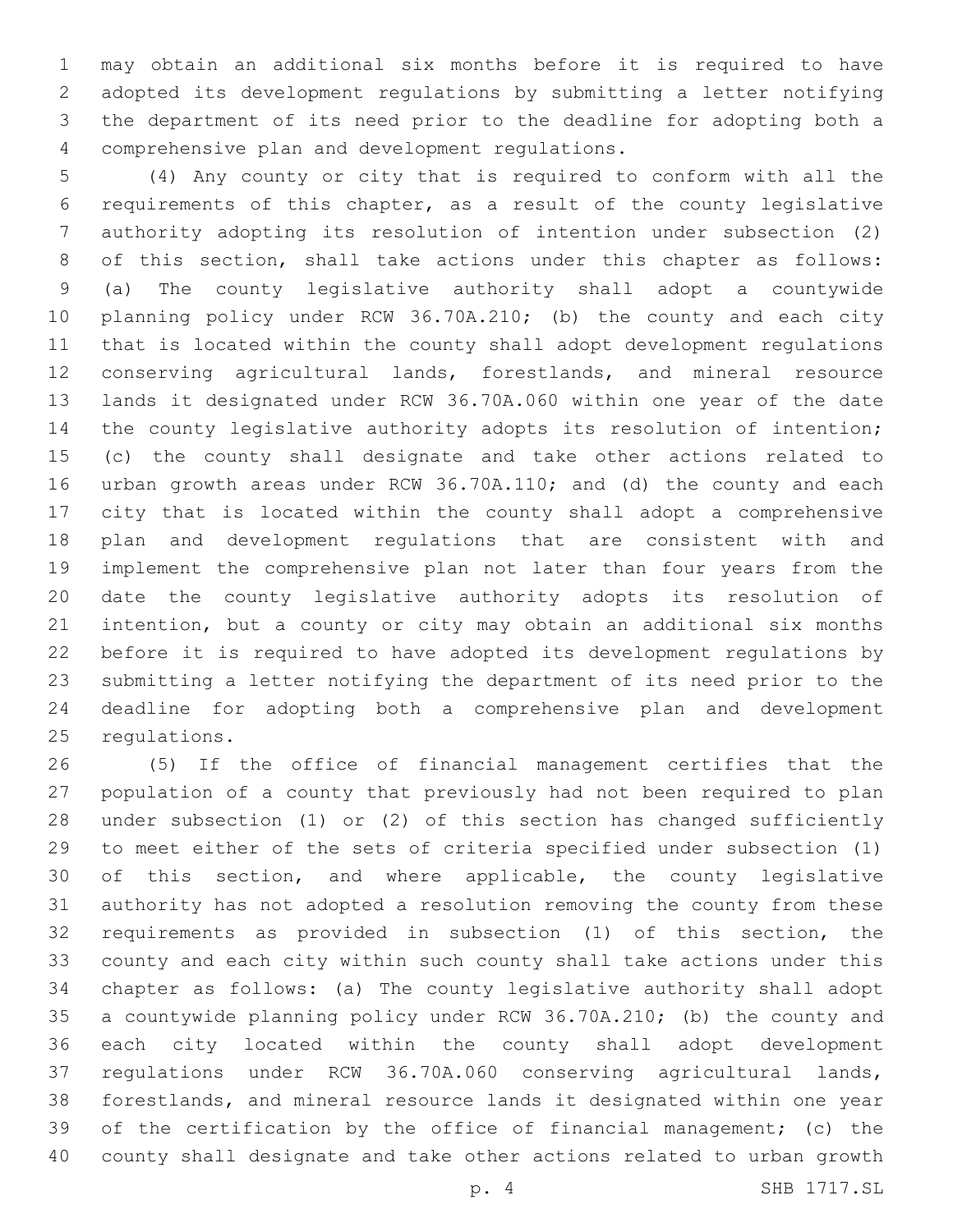may obtain an additional six months before it is required to have adopted its development regulations by submitting a letter notifying the department of its need prior to the deadline for adopting both a comprehensive plan and development regulations.

(4) Any county or city that is required to conform with all the requirements of this chapter, as a result of the county legislative authority adopting its resolution of intention under subsection (2) of this section, shall take actions under this chapter as follows: (a) The county legislative authority shall adopt a countywide planning policy under RCW 36.70A.210; (b) the county and each city that is located within the county shall adopt development regulations conserving agricultural lands, forestlands, and mineral resource lands it designated under RCW 36.70A.060 within one year of the date the county legislative authority adopts its resolution of intention; (c) the county shall designate and take other actions related to urban growth areas under RCW 36.70A.110; and (d) the county and each city that is located within the county shall adopt a comprehensive plan and development regulations that are consistent with and implement the comprehensive plan not later than four years from the date the county legislative authority adopts its resolution of intention, but a county or city may obtain an additional six months before it is required to have adopted its development regulations by submitting a letter notifying the department of its need prior to the deadline for adopting both a comprehensive plan and development regulations.

(5) If the office of financial management certifies that the population of a county that previously had not been required to plan under subsection (1) or (2) of this section has changed sufficiently to meet either of the sets of criteria specified under subsection (1) of this section, and where applicable, the county legislative authority has not adopted a resolution removing the county from these requirements as provided in subsection (1) of this section, the county and each city within such county shall take actions under this chapter as follows: (a) The county legislative authority shall adopt a countywide planning policy under RCW 36.70A.210; (b) the county and each city located within the county shall adopt development regulations under RCW 36.70A.060 conserving agricultural lands, forestlands, and mineral resource lands it designated within one year of the certification by the office of financial management; (c) the county shall designate and take other actions related to urban growth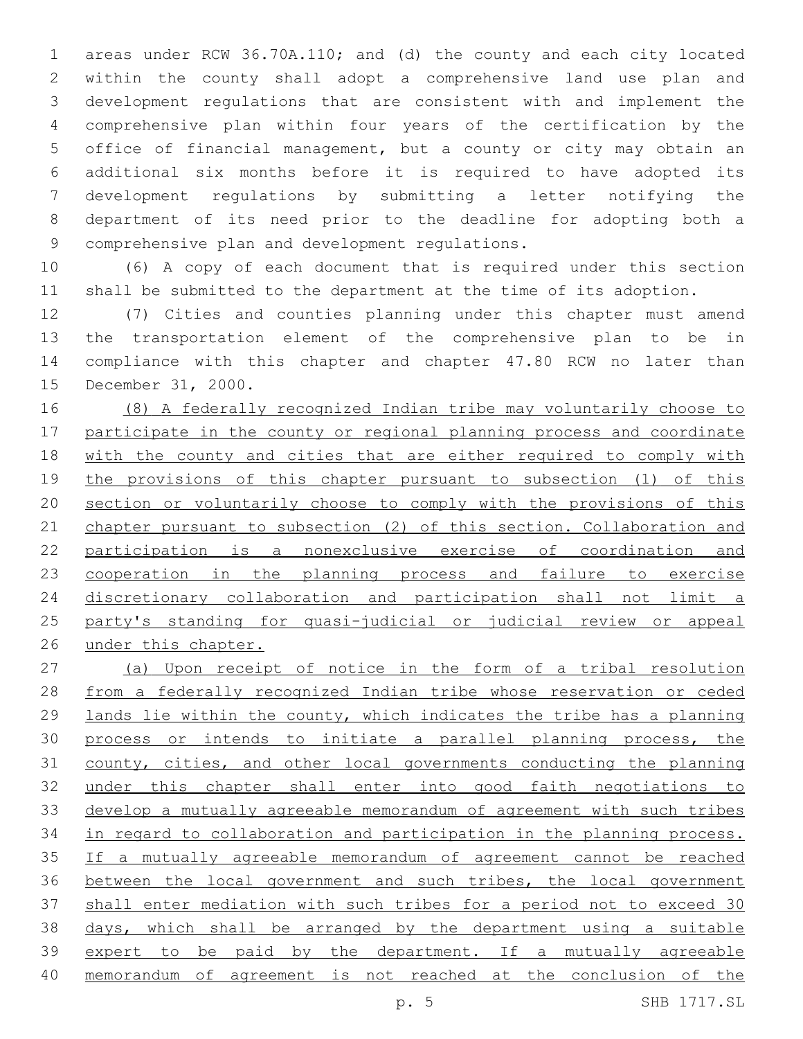areas under RCW 36.70A.110; and (d) the county and each city located within the county shall adopt a comprehensive land use plan and development regulations that are consistent with and implement the comprehensive plan within four years of the certification by the office of financial management, but a county or city may obtain an additional six months before it is required to have adopted its development regulations by submitting a letter notifying the department of its need prior to the deadline for adopting both a comprehensive plan and development regulations.

(6) A copy of each document that is required under this section shall be submitted to the department at the time of its adoption.

(7) Cities and counties planning under this chapter must amend the transportation element of the comprehensive plan to be in compliance with this chapter and chapter 47.80 RCW no later than December 31, 2000.

<u>(8) A federally recognized Indian tribe may voluntarily choose to participate in the county or regional planning process and coordinate with the county and cities that are either required to comply with the provisions of this chapter pursuant to subsection (1) of this section or voluntarily choose to comply with the provisions of this chapter pursuant to subsection (2) of this section. Collaboration and participation is a nonexclusive exercise of coordination and cooperation in the planning process and failure to exercise discretionary collaboration and participation shall not limit a party's standing for quasi-judicial or judicial review or appeal under this chapter.</u>

<u>(a) Upon receipt of notice in the form of a tribal resolution from a federally recognized Indian tribe whose reservation or ceded lands lie within the county, which indicates the tribe has a planning process or intends to initiate a parallel planning process, the county, cities, and other local governments conducting the planning under this chapter shall enter into good faith negotiations to develop a mutually agreeable memorandum of agreement with such tribes in regard to collaboration and participation in the planning process. If a mutually agreeable memorandum of agreement cannot be reached between the local government and such tribes, the local government shall enter mediation with such tribes for a period not to exceed 30 days, which shall be arranged by the department using a suitable expert to be paid by the department. If a mutually agreeable memorandum of agreement is not reached at the conclusion of the</u>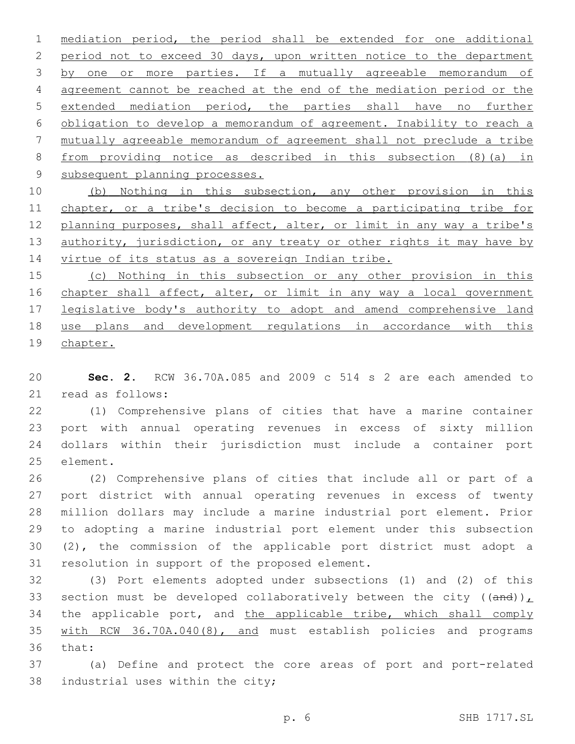mediation period, the period shall be extended for one additional period not to exceed 30 days, upon written notice to the department by one or more parties. If a mutually agreeable memorandum of agreement cannot be reached at the end of the mediation period or the extended mediation period, the parties shall have no further obligation to develop a memorandum of agreement. Inability to reach a mutually agreeable memorandum of agreement shall not preclude a tribe from providing notice as described in this subsection (8)(a) in subsequent planning processes.

(b) Nothing in this subsection, any other provision in this chapter, or a tribe's decision to become a participating tribe for planning purposes, shall affect, alter, or limit in any way a tribe's authority, jurisdiction, or any treaty or other rights it may have by virtue of its status as a sovereign Indian tribe.

(c) Nothing in this subsection or any other provision in this chapter shall affect, alter, or limit in any way a local government legislative body's authority to adopt and amend comprehensive land use plans and development regulations in accordance with this chapter.

**Sec. 2.** RCW 36.70A.085 and 2009 c 514 s 2 are each amended to read as follows:

(1) Comprehensive plans of cities that have a marine container port with annual operating revenues in excess of sixty million dollars within their jurisdiction must include a container port element.

(2) Comprehensive plans of cities that include all or part of a port district with annual operating revenues in excess of twenty million dollars may include a marine industrial port element. Prior to adopting a marine industrial port element under this subsection (2), the commission of the applicable port district must adopt a resolution in support of the proposed element.

(3) Port elements adopted under subsections (1) and (2) of this section must be developed collaboratively between the city ((~~and~~)), the applicable port, and the applicable tribe, which shall comply with RCW 36.70A.040(8), and must establish policies and programs that:

(a) Define and protect the core areas of port and port-related industrial uses within the city;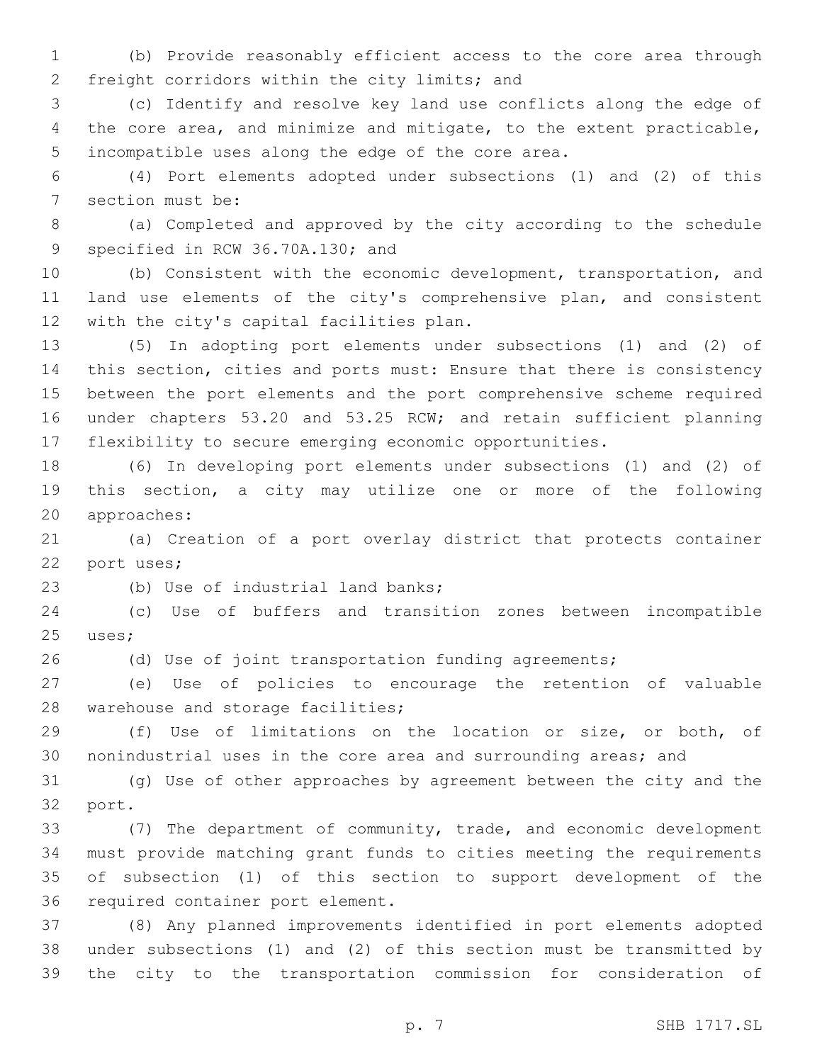(b) Provide reasonably efficient access to the core area through freight corridors within the city limits; and

(c) Identify and resolve key land use conflicts along the edge of the core area, and minimize and mitigate, to the extent practicable, incompatible uses along the edge of the core area.

(4) Port elements adopted under subsections (1) and (2) of this section must be:

(a) Completed and approved by the city according to the schedule specified in RCW 36.70A.130; and

(b) Consistent with the economic development, transportation, and land use elements of the city's comprehensive plan, and consistent with the city's capital facilities plan.

(5) In adopting port elements under subsections (1) and (2) of this section, cities and ports must: Ensure that there is consistency between the port elements and the port comprehensive scheme required under chapters 53.20 and 53.25 RCW; and retain sufficient planning flexibility to secure emerging economic opportunities.

(6) In developing port elements under subsections (1) and (2) of this section, a city may utilize one or more of the following approaches:

(a) Creation of a port overlay district that protects container port uses;

(b) Use of industrial land banks;

(c) Use of buffers and transition zones between incompatible uses;

(d) Use of joint transportation funding agreements;

(e) Use of policies to encourage the retention of valuable warehouse and storage facilities;

(f) Use of limitations on the location or size, or both, of nonindustrial uses in the core area and surrounding areas; and

(g) Use of other approaches by agreement between the city and the port.

(7) The department of community, trade, and economic development must provide matching grant funds to cities meeting the requirements of subsection (1) of this section to support development of the required container port element.

(8) Any planned improvements identified in port elements adopted under subsections (1) and (2) of this section must be transmitted by the city to the transportation commission for consideration of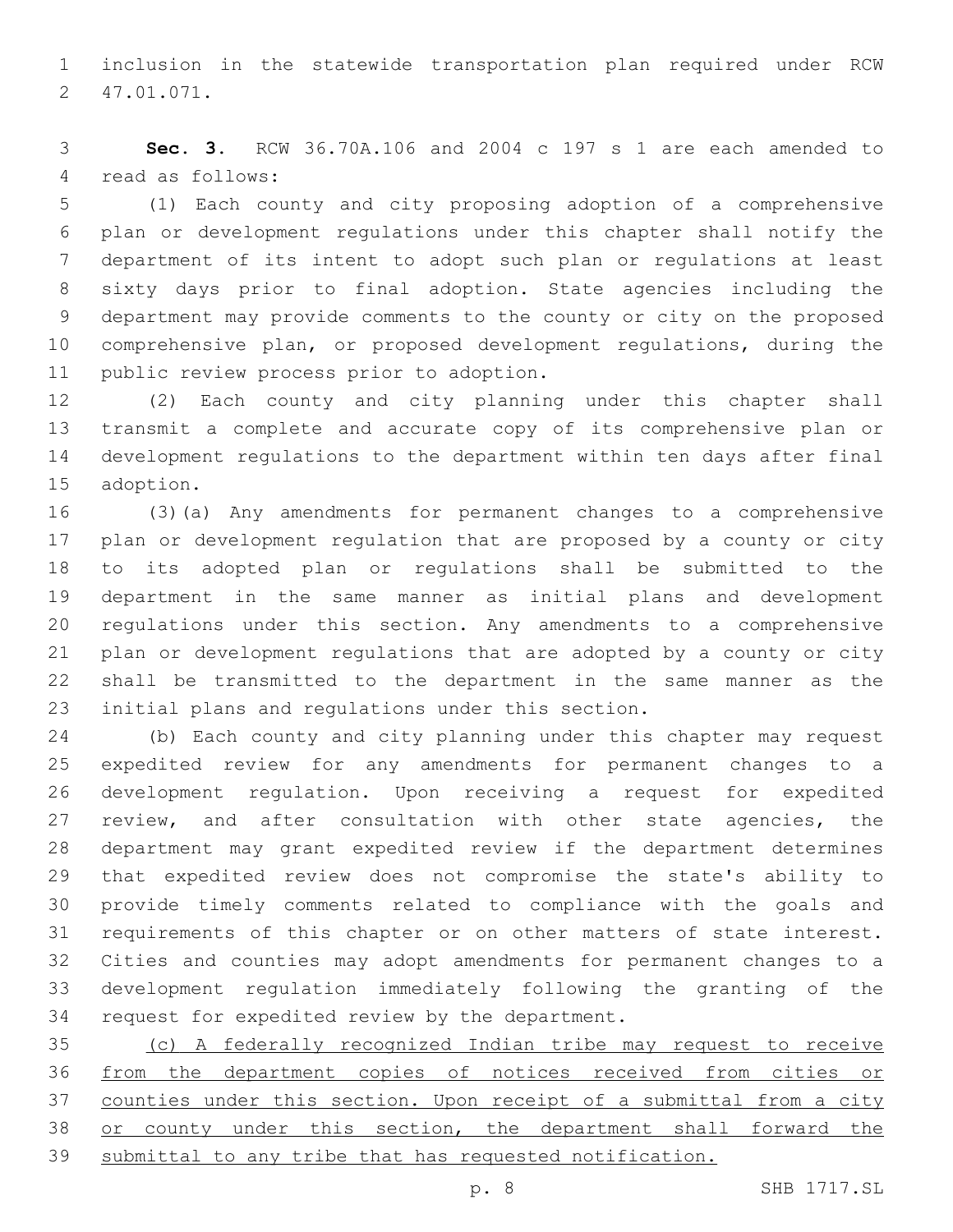inclusion in the statewide transportation plan required under RCW 47.01.071.

**Sec. 3.** RCW 36.70A.106 and 2004 c 197 s 1 are each amended to read as follows:

(1) Each county and city proposing adoption of a comprehensive plan or development regulations under this chapter shall notify the department of its intent to adopt such plan or regulations at least sixty days prior to final adoption. State agencies including the department may provide comments to the county or city on the proposed comprehensive plan, or proposed development regulations, during the public review process prior to adoption.

(2) Each county and city planning under this chapter shall transmit a complete and accurate copy of its comprehensive plan or development regulations to the department within ten days after final adoption.

(3)(a) Any amendments for permanent changes to a comprehensive plan or development regulation that are proposed by a county or city to its adopted plan or regulations shall be submitted to the department in the same manner as initial plans and development regulations under this section. Any amendments to a comprehensive plan or development regulations that are adopted by a county or city shall be transmitted to the department in the same manner as the initial plans and regulations under this section.

(b) Each county and city planning under this chapter may request expedited review for any amendments for permanent changes to a development regulation. Upon receiving a request for expedited review, and after consultation with other state agencies, the department may grant expedited review if the department determines that expedited review does not compromise the state's ability to provide timely comments related to compliance with the goals and requirements of this chapter or on other matters of state interest. Cities and counties may adopt amendments for permanent changes to a development regulation immediately following the granting of the request for expedited review by the department.

<u>(c) A federally recognized Indian tribe may request to receive from the department copies of notices received from cities or counties under this section. Upon receipt of a submittal from a city or county under this section, the department shall forward the submittal to any tribe that has requested notification.</u>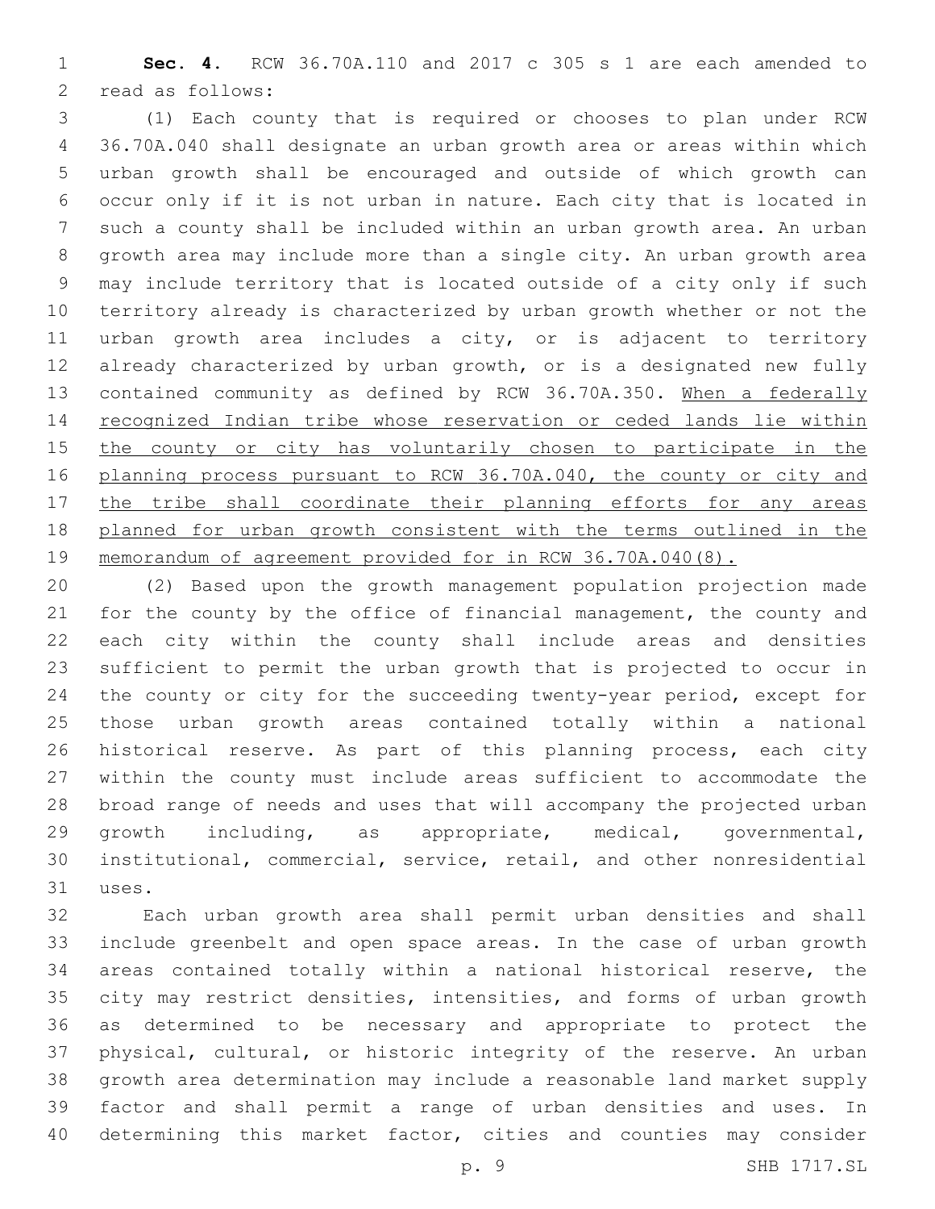**Sec. 4.** RCW 36.70A.110 and 2017 c 305 s 1 are each amended to read as follows:

(1) Each county that is required or chooses to plan under RCW 36.70A.040 shall designate an urban growth area or areas within which urban growth shall be encouraged and outside of which growth can occur only if it is not urban in nature. Each city that is located in such a county shall be included within an urban growth area. An urban growth area may include more than a single city. An urban growth area may include territory that is located outside of a city only if such territory already is characterized by urban growth whether or not the urban growth area includes a city, or is adjacent to territory already characterized by urban growth, or is a designated new fully contained community as defined by RCW 36.70A.350. <u>When a federally recognized Indian tribe whose reservation or ceded lands lie within the county or city has voluntarily chosen to participate in the planning process pursuant to RCW 36.70A.040, the county or city and the tribe shall coordinate their planning efforts for any areas planned for urban growth consistent with the terms outlined in the memorandum of agreement provided for in RCW 36.70A.040(8).</u>

(2) Based upon the growth management population projection made for the county by the office of financial management, the county and each city within the county shall include areas and densities sufficient to permit the urban growth that is projected to occur in the county or city for the succeeding twenty-year period, except for those urban growth areas contained totally within a national historical reserve. As part of this planning process, each city within the county must include areas sufficient to accommodate the broad range of needs and uses that will accompany the projected urban growth including, as appropriate, medical, governmental, institutional, commercial, service, retail, and other nonresidential uses.

Each urban growth area shall permit urban densities and shall include greenbelt and open space areas. In the case of urban growth areas contained totally within a national historical reserve, the city may restrict densities, intensities, and forms of urban growth as determined to be necessary and appropriate to protect the physical, cultural, or historic integrity of the reserve. An urban growth area determination may include a reasonable land market supply factor and shall permit a range of urban densities and uses. In determining this market factor, cities and counties may consider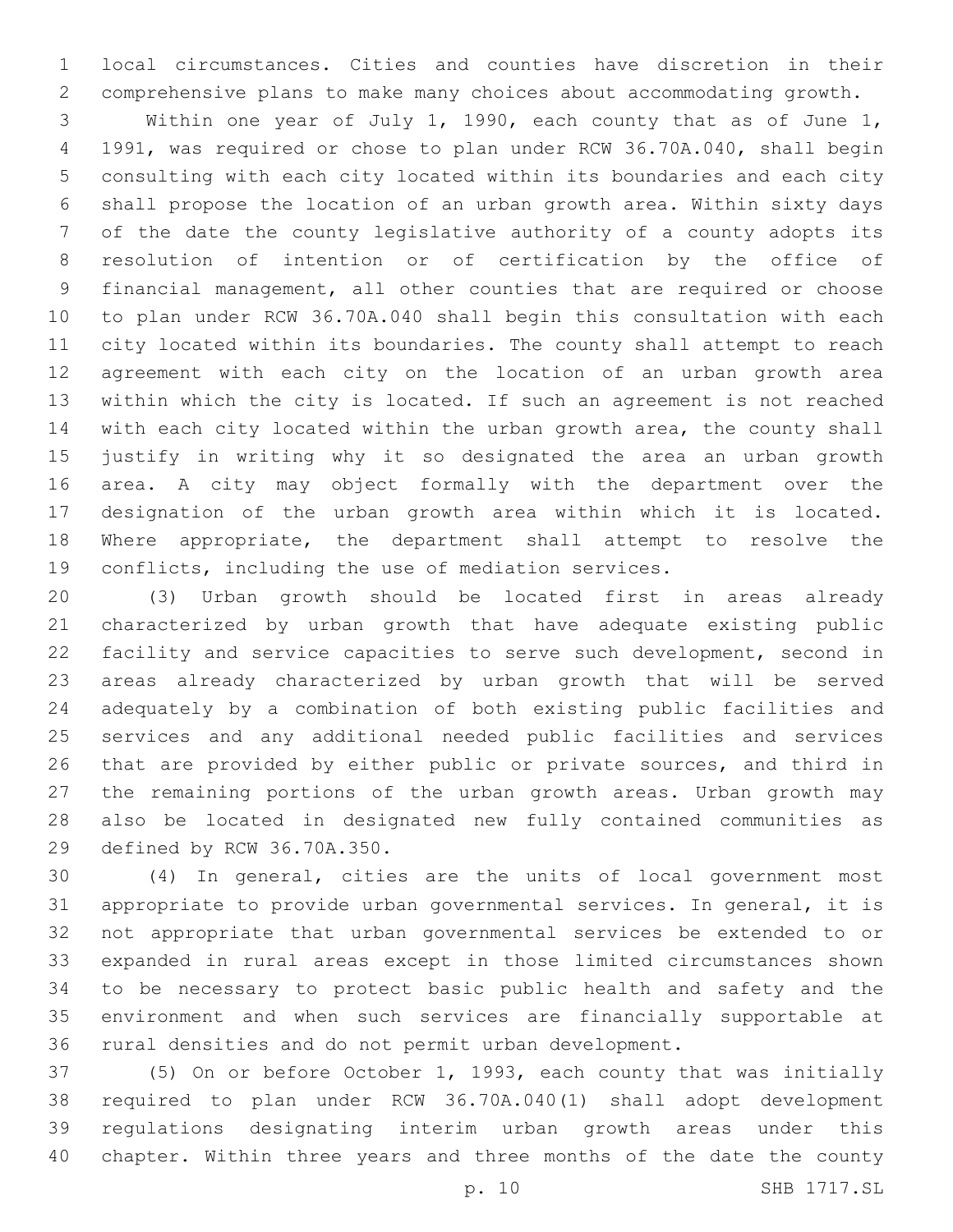local circumstances. Cities and counties have discretion in their comprehensive plans to make many choices about accommodating growth.

Within one year of July 1, 1990, each county that as of June 1, 1991, was required or chose to plan under RCW 36.70A.040, shall begin consulting with each city located within its boundaries and each city shall propose the location of an urban growth area. Within sixty days of the date the county legislative authority of a county adopts its resolution of intention or of certification by the office of financial management, all other counties that are required or choose to plan under RCW 36.70A.040 shall begin this consultation with each city located within its boundaries. The county shall attempt to reach agreement with each city on the location of an urban growth area within which the city is located. If such an agreement is not reached with each city located within the urban growth area, the county shall justify in writing why it so designated the area an urban growth area. A city may object formally with the department over the designation of the urban growth area within which it is located. Where appropriate, the department shall attempt to resolve the conflicts, including the use of mediation services.

(3) Urban growth should be located first in areas already characterized by urban growth that have adequate existing public facility and service capacities to serve such development, second in areas already characterized by urban growth that will be served adequately by a combination of both existing public facilities and services and any additional needed public facilities and services that are provided by either public or private sources, and third in the remaining portions of the urban growth areas. Urban growth may also be located in designated new fully contained communities as defined by RCW 36.70A.350.

(4) In general, cities are the units of local government most appropriate to provide urban governmental services. In general, it is not appropriate that urban governmental services be extended to or expanded in rural areas except in those limited circumstances shown to be necessary to protect basic public health and safety and the environment and when such services are financially supportable at rural densities and do not permit urban development.

(5) On or before October 1, 1993, each county that was initially required to plan under RCW 36.70A.040(1) shall adopt development regulations designating interim urban growth areas under this chapter. Within three years and three months of the date the county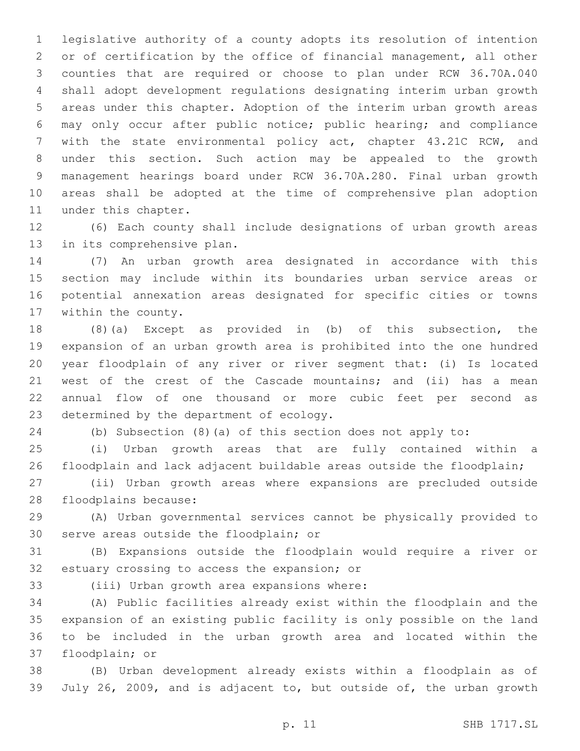legislative authority of a county adopts its resolution of intention or of certification by the office of financial management, all other counties that are required or choose to plan under RCW 36.70A.040 shall adopt development regulations designating interim urban growth areas under this chapter. Adoption of the interim urban growth areas may only occur after public notice; public hearing; and compliance with the state environmental policy act, chapter 43.21C RCW, and under this section. Such action may be appealed to the growth management hearings board under RCW 36.70A.280. Final urban growth areas shall be adopted at the time of comprehensive plan adoption under this chapter.

(6) Each county shall include designations of urban growth areas in its comprehensive plan.

(7) An urban growth area designated in accordance with this section may include within its boundaries urban service areas or potential annexation areas designated for specific cities or towns within the county.

(8)(a) Except as provided in (b) of this subsection, the expansion of an urban growth area is prohibited into the one hundred year floodplain of any river or river segment that: (i) Is located west of the crest of the Cascade mountains; and (ii) has a mean annual flow of one thousand or more cubic feet per second as determined by the department of ecology.

(b) Subsection (8)(a) of this section does not apply to:

(i) Urban growth areas that are fully contained within a floodplain and lack adjacent buildable areas outside the floodplain;

(ii) Urban growth areas where expansions are precluded outside floodplains because:

(A) Urban governmental services cannot be physically provided to serve areas outside the floodplain; or

(B) Expansions outside the floodplain would require a river or estuary crossing to access the expansion; or

(iii) Urban growth area expansions where:

(A) Public facilities already exist within the floodplain and the expansion of an existing public facility is only possible on the land to be included in the urban growth area and located within the floodplain; or

(B) Urban development already exists within a floodplain as of July 26, 2009, and is adjacent to, but outside of, the urban growth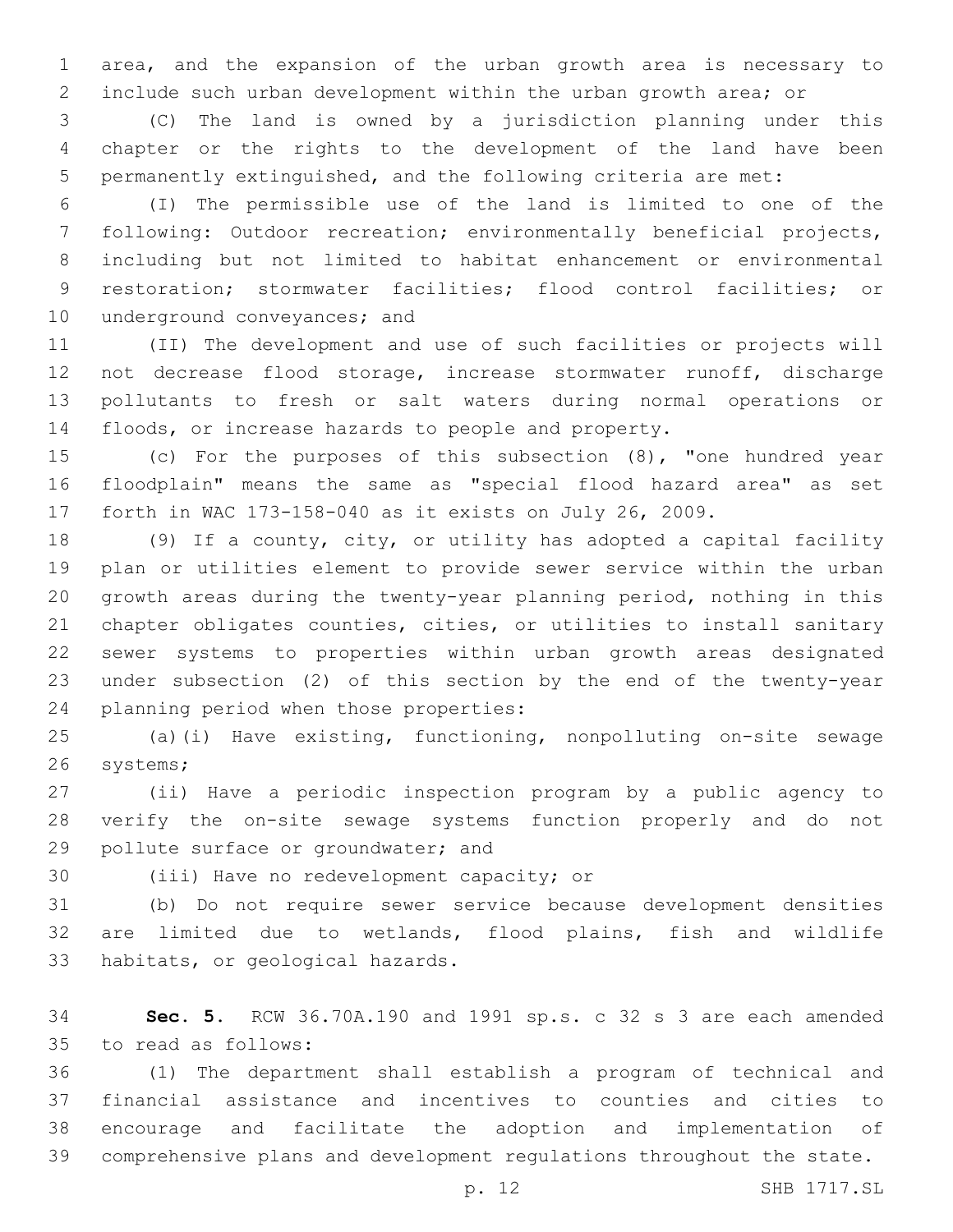area, and the expansion of the urban growth area is necessary to include such urban development within the urban growth area; or

(C) The land is owned by a jurisdiction planning under this chapter or the rights to the development of the land have been permanently extinguished, and the following criteria are met:

(I) The permissible use of the land is limited to one of the following: Outdoor recreation; environmentally beneficial projects, including but not limited to habitat enhancement or environmental restoration; stormwater facilities; flood control facilities; or underground conveyances; and

(II) The development and use of such facilities or projects will not decrease flood storage, increase stormwater runoff, discharge pollutants to fresh or salt waters during normal operations or floods, or increase hazards to people and property.

(c) For the purposes of this subsection (8), "one hundred year floodplain" means the same as "special flood hazard area" as set forth in WAC 173-158-040 as it exists on July 26, 2009.

(9) If a county, city, or utility has adopted a capital facility plan or utilities element to provide sewer service within the urban growth areas during the twenty-year planning period, nothing in this chapter obligates counties, cities, or utilities to install sanitary sewer systems to properties within urban growth areas designated under subsection (2) of this section by the end of the twenty-year planning period when those properties:

(a)(i) Have existing, functioning, nonpolluting on-site sewage systems;

(ii) Have a periodic inspection program by a public agency to verify the on-site sewage systems function properly and do not pollute surface or groundwater; and

(iii) Have no redevelopment capacity; or

(b) Do not require sewer service because development densities are limited due to wetlands, flood plains, fish and wildlife habitats, or geological hazards.

**Sec. 5.** RCW 36.70A.190 and 1991 sp.s. c 32 s 3 are each amended to read as follows:

(1) The department shall establish a program of technical and financial assistance and incentives to counties and cities to encourage and facilitate the adoption and implementation of comprehensive plans and development regulations throughout the state.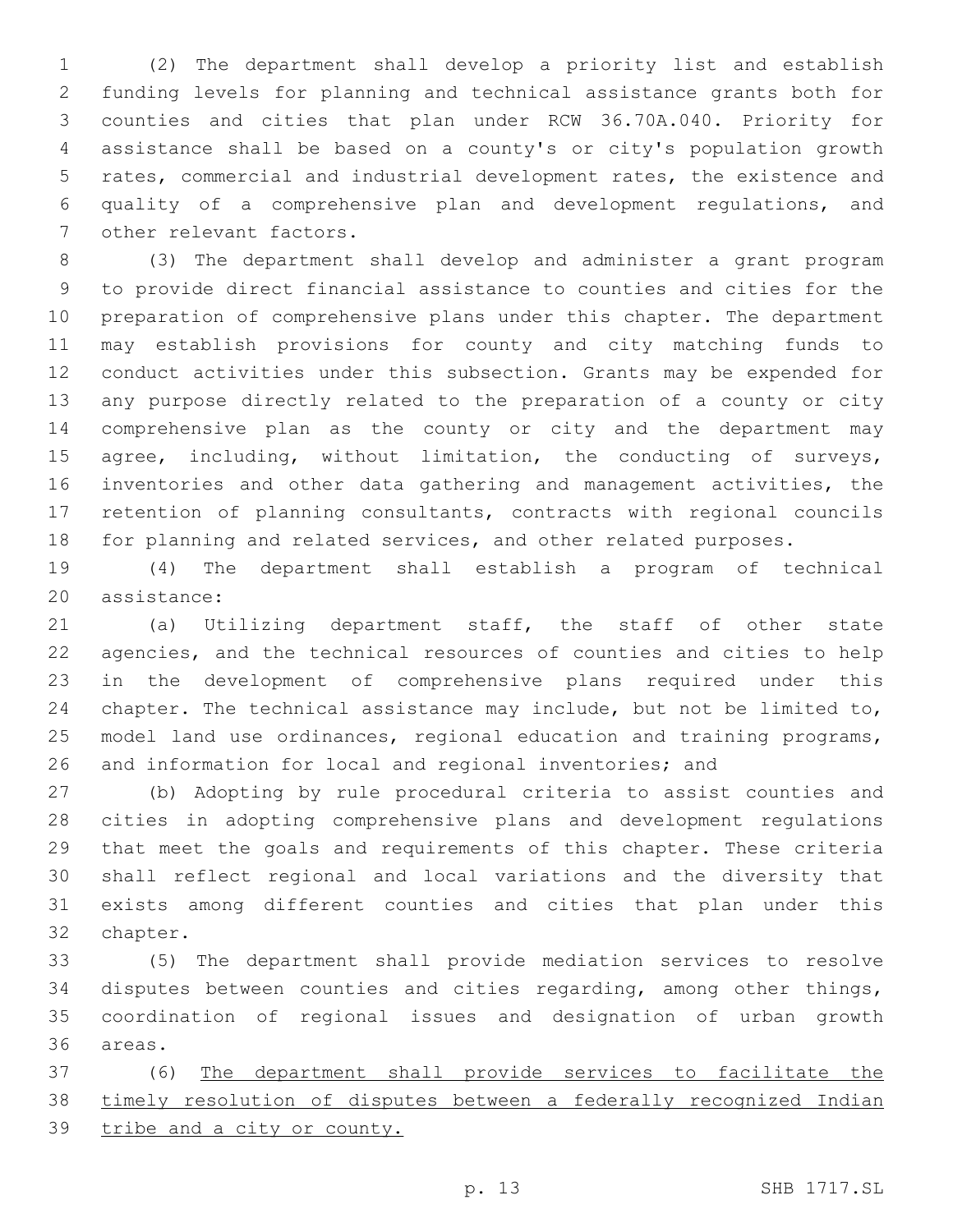(2) The department shall develop a priority list and establish funding levels for planning and technical assistance grants both for counties and cities that plan under RCW 36.70A.040. Priority for assistance shall be based on a county's or city's population growth rates, commercial and industrial development rates, the existence and quality of a comprehensive plan and development regulations, and other relevant factors.

(3) The department shall develop and administer a grant program to provide direct financial assistance to counties and cities for the preparation of comprehensive plans under this chapter. The department may establish provisions for county and city matching funds to conduct activities under this subsection. Grants may be expended for any purpose directly related to the preparation of a county or city comprehensive plan as the county or city and the department may agree, including, without limitation, the conducting of surveys, inventories and other data gathering and management activities, the retention of planning consultants, contracts with regional councils for planning and related services, and other related purposes.

(4) The department shall establish a program of technical assistance:

(a) Utilizing department staff, the staff of other state agencies, and the technical resources of counties and cities to help in the development of comprehensive plans required under this chapter. The technical assistance may include, but not be limited to, model land use ordinances, regional education and training programs, and information for local and regional inventories; and

(b) Adopting by rule procedural criteria to assist counties and cities in adopting comprehensive plans and development regulations that meet the goals and requirements of this chapter. These criteria shall reflect regional and local variations and the diversity that exists among different counties and cities that plan under this chapter.

(5) The department shall provide mediation services to resolve disputes between counties and cities regarding, among other things, coordination of regional issues and designation of urban growth areas.

(6) <u>The department shall provide services to facilitate the timely resolution of disputes between a federally recognized Indian tribe and a city or county.</u>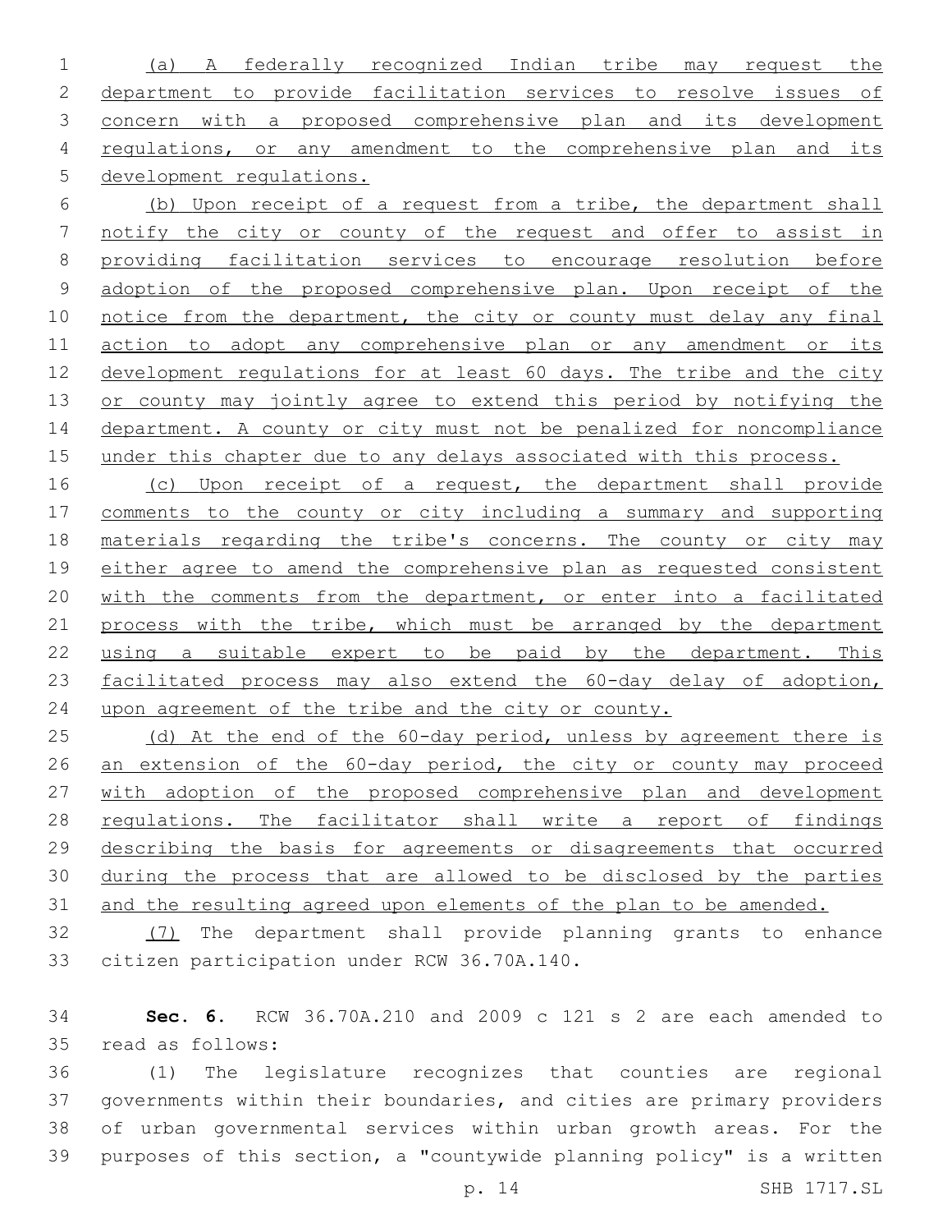(a) A federally recognized Indian tribe may request the department to provide facilitation services to resolve issues of concern with a proposed comprehensive plan and its development regulations, or any amendment to the comprehensive plan and its development regulations.

(b) Upon receipt of a request from a tribe, the department shall notify the city or county of the request and offer to assist in providing facilitation services to encourage resolution before adoption of the proposed comprehensive plan. Upon receipt of the notice from the department, the city or county must delay any final action to adopt any comprehensive plan or any amendment or its development regulations for at least 60 days. The tribe and the city or county may jointly agree to extend this period by notifying the department. A county or city must not be penalized for noncompliance under this chapter due to any delays associated with this process.

(c) Upon receipt of a request, the department shall provide comments to the county or city including a summary and supporting materials regarding the tribe's concerns. The county or city may either agree to amend the comprehensive plan as requested consistent with the comments from the department, or enter into a facilitated process with the tribe, which must be arranged by the department using a suitable expert to be paid by the department. This facilitated process may also extend the 60-day delay of adoption, upon agreement of the tribe and the city or county.

(d) At the end of the 60-day period, unless by agreement there is an extension of the 60-day period, the city or county may proceed with adoption of the proposed comprehensive plan and development regulations. The facilitator shall write a report of findings describing the basis for agreements or disagreements that occurred during the process that are allowed to be disclosed by the parties and the resulting agreed upon elements of the plan to be amended.

(7) The department shall provide planning grants to enhance citizen participation under RCW 36.70A.140.

**Sec. 6.** RCW 36.70A.210 and 2009 c 121 s 2 are each amended to read as follows:

(1) The legislature recognizes that counties are regional governments within their boundaries, and cities are primary providers of urban governmental services within urban growth areas. For the purposes of this section, a "countywide planning policy" is a written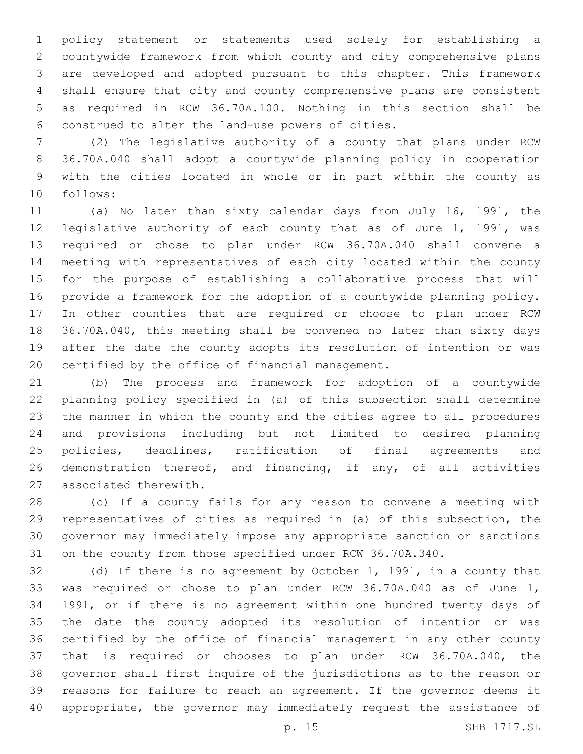policy statement or statements used solely for establishing a countywide framework from which county and city comprehensive plans are developed and adopted pursuant to this chapter. This framework shall ensure that city and county comprehensive plans are consistent as required in RCW 36.70A.100. Nothing in this section shall be construed to alter the land-use powers of cities.

(2) The legislative authority of a county that plans under RCW 36.70A.040 shall adopt a countywide planning policy in cooperation with the cities located in whole or in part within the county as follows:

(a) No later than sixty calendar days from July 16, 1991, the legislative authority of each county that as of June 1, 1991, was required or chose to plan under RCW 36.70A.040 shall convene a meeting with representatives of each city located within the county for the purpose of establishing a collaborative process that will provide a framework for the adoption of a countywide planning policy. In other counties that are required or choose to plan under RCW 36.70A.040, this meeting shall be convened no later than sixty days after the date the county adopts its resolution of intention or was certified by the office of financial management.

(b) The process and framework for adoption of a countywide planning policy specified in (a) of this subsection shall determine the manner in which the county and the cities agree to all procedures and provisions including but not limited to desired planning policies, deadlines, ratification of final agreements and demonstration thereof, and financing, if any, of all activities associated therewith.

(c) If a county fails for any reason to convene a meeting with representatives of cities as required in (a) of this subsection, the governor may immediately impose any appropriate sanction or sanctions on the county from those specified under RCW 36.70A.340.

(d) If there is no agreement by October 1, 1991, in a county that was required or chose to plan under RCW 36.70A.040 as of June 1, 1991, or if there is no agreement within one hundred twenty days of the date the county adopted its resolution of intention or was certified by the office of financial management in any other county that is required or chooses to plan under RCW 36.70A.040, the governor shall first inquire of the jurisdictions as to the reason or reasons for failure to reach an agreement. If the governor deems it appropriate, the governor may immediately request the assistance of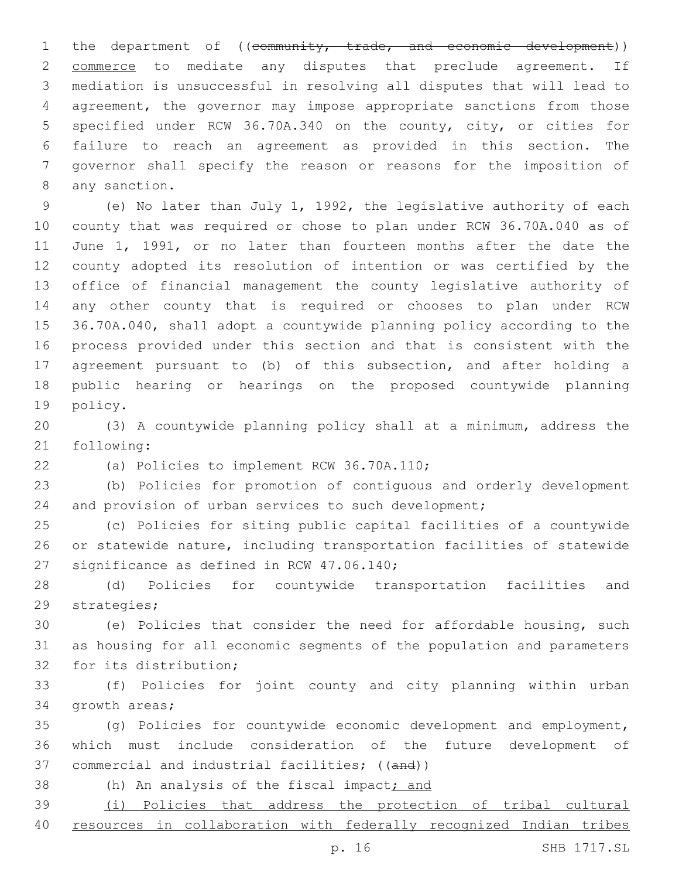the department of ((~~community, trade, and economic development~~)) commerce to mediate any disputes that preclude agreement. If mediation is unsuccessful in resolving all disputes that will lead to agreement, the governor may impose appropriate sanctions from those specified under RCW 36.70A.340 on the county, city, or cities for failure to reach an agreement as provided in this section. The governor shall specify the reason or reasons for the imposition of any sanction.

(e) No later than July 1, 1992, the legislative authority of each county that was required or chose to plan under RCW 36.70A.040 as of June 1, 1991, or no later than fourteen months after the date the county adopted its resolution of intention or was certified by the office of financial management the county legislative authority of any other county that is required or chooses to plan under RCW 36.70A.040, shall adopt a countywide planning policy according to the process provided under this section and that is consistent with the agreement pursuant to (b) of this subsection, and after holding a public hearing or hearings on the proposed countywide planning policy.

(3) A countywide planning policy shall at a minimum, address the following:

(a) Policies to implement RCW 36.70A.110;

(b) Policies for promotion of contiguous and orderly development and provision of urban services to such development;

(c) Policies for siting public capital facilities of a countywide or statewide nature, including transportation facilities of statewide significance as defined in RCW 47.06.140;

(d) Policies for countywide transportation facilities and strategies;

(e) Policies that consider the need for affordable housing, such as housing for all economic segments of the population and parameters for its distribution;

(f) Policies for joint county and city planning within urban growth areas;

(g) Policies for countywide economic development and employment, which must include consideration of the future development of commercial and industrial facilities; ((~~and~~))

(h) An analysis of the fiscal impact; and

(i) Policies that address the protection of tribal cultural resources in collaboration with federally recognized Indian tribes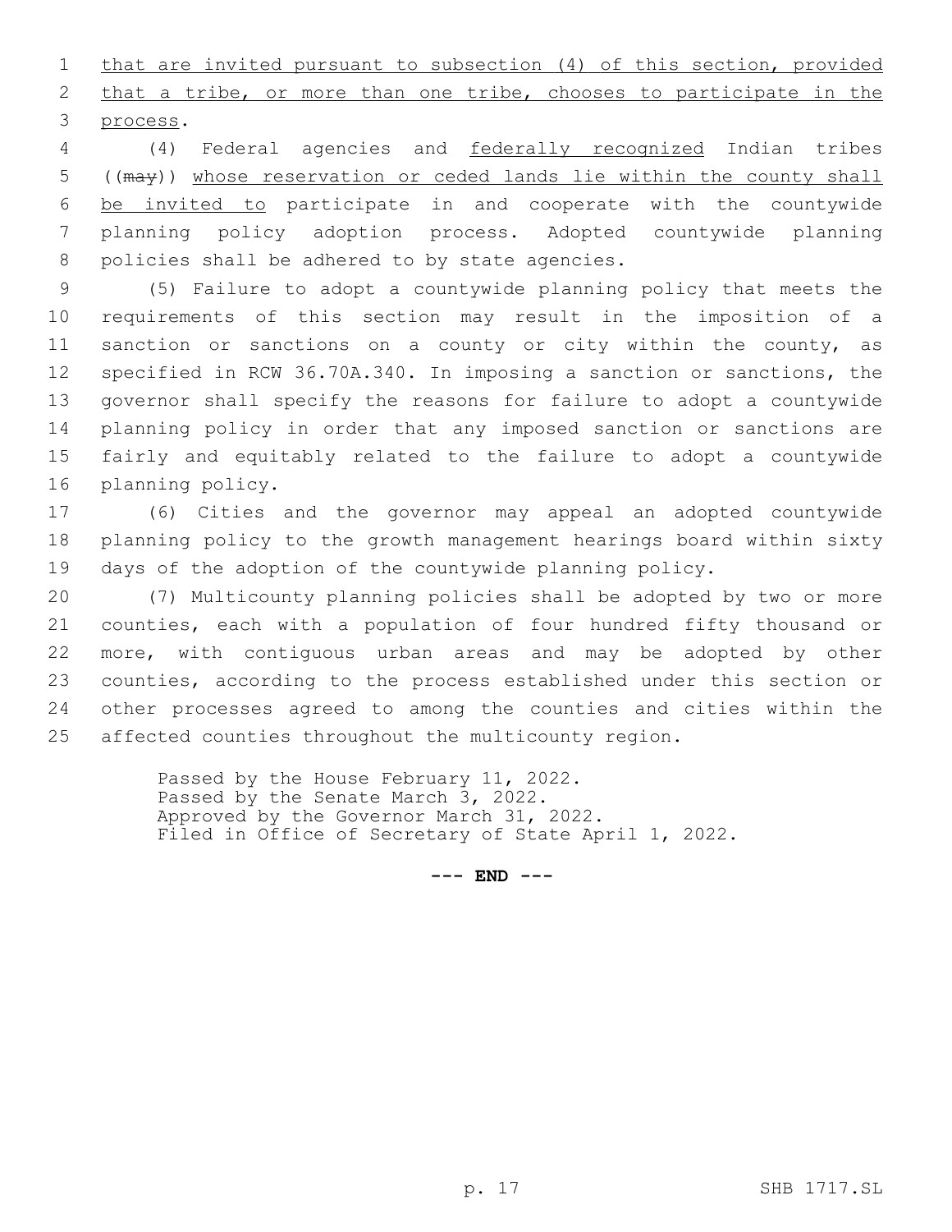that are invited pursuant to subsection (4) of this section, provided that a tribe, or more than one tribe, chooses to participate in the process.

(4) Federal agencies and federally recognized Indian tribes ((may)) whose reservation or ceded lands lie within the county shall be invited to participate in and cooperate with the countywide planning policy adoption process. Adopted countywide planning policies shall be adhered to by state agencies.

(5) Failure to adopt a countywide planning policy that meets the requirements of this section may result in the imposition of a sanction or sanctions on a county or city within the county, as specified in RCW 36.70A.340. In imposing a sanction or sanctions, the governor shall specify the reasons for failure to adopt a countywide planning policy in order that any imposed sanction or sanctions are fairly and equitably related to the failure to adopt a countywide planning policy.

(6) Cities and the governor may appeal an adopted countywide planning policy to the growth management hearings board within sixty days of the adoption of the countywide planning policy.

(7) Multicounty planning policies shall be adopted by two or more counties, each with a population of four hundred fifty thousand or more, with contiguous urban areas and may be adopted by other counties, according to the process established under this section or other processes agreed to among the counties and cities within the affected counties throughout the multicounty region.

Passed by the House February 11, 2022.
Passed by the Senate March 3, 2022.
Approved by the Governor March 31, 2022.
Filed in Office of Secretary of State April 1, 2022.

**--- END ---**